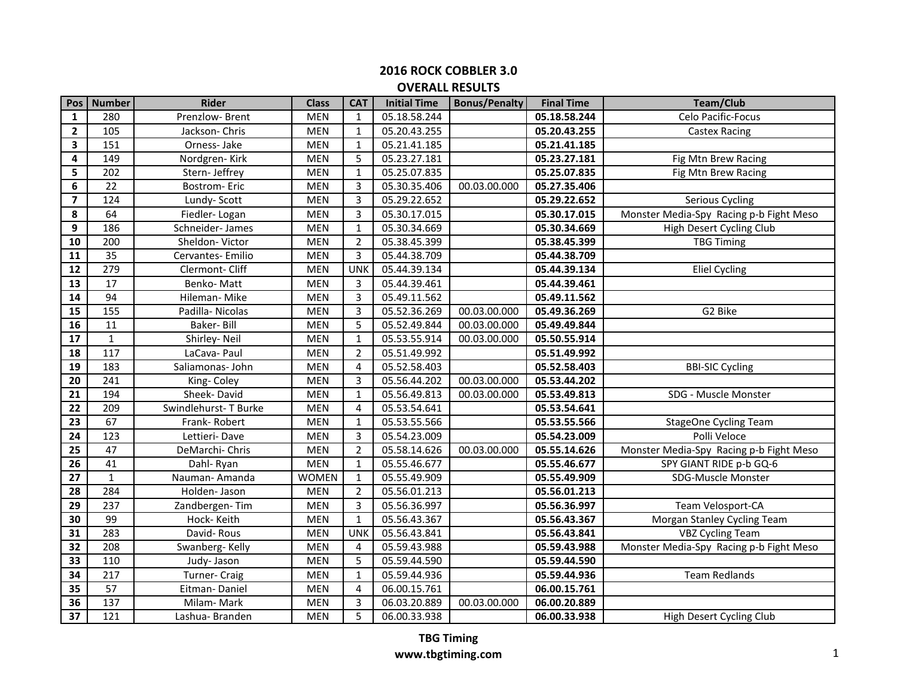## 2016 ROCK COBBLER 3.0
## OVERALL RESULTS

| Pos | Number | Rider | Class | CAT | Initial Time | Bonus/Penalty | Final Time | Team/Club |
|---|---|---|---|---|---|---|---|---|
| **1** | 280 | Prenzlow- Brent | MEN | 1 | 05.18.58.244 | | **05.18.58.244** | Celo Pacific-Focus |
| **2** | 105 | Jackson- Chris | MEN | 1 | 05.20.43.255 | | **05.20.43.255** | Castex Racing |
| **3** | 151 | Orness- Jake | MEN | 1 | 05.21.41.185 | | **05.21.41.185** | |
| **4** | 149 | Nordgren- Kirk | MEN | 5 | 05.23.27.181 | | **05.23.27.181** | Fig Mtn Brew Racing |
| **5** | 202 | Stern- Jeffrey | MEN | 1 | 05.25.07.835 | | **05.25.07.835** | Fig Mtn Brew Racing |
| **6** | 22 | Bostrom- Eric | MEN | 3 | 05.30.35.406 | 00.03.00.000 | **05.27.35.406** | |
| **7** | 124 | Lundy- Scott | MEN | 3 | 05.29.22.652 | | **05.29.22.652** | Serious Cycling |
| **8** | 64 | Fiedler- Logan | MEN | 3 | 05.30.17.015 | | **05.30.17.015** | Monster Media-Spy Racing p-b Fight Meso |
| **9** | 186 | Schneider- James | MEN | 1 | 05.30.34.669 | | **05.30.34.669** | High Desert Cycling Club |
| **10** | 200 | Sheldon- Victor | MEN | 2 | 05.38.45.399 | | **05.38.45.399** | TBG Timing |
| **11** | 35 | Cervantes- Emilio | MEN | 3 | 05.44.38.709 | | **05.44.38.709** | |
| **12** | 279 | Clermont- Cliff | MEN | UNK | 05.44.39.134 | | **05.44.39.134** | Eliel Cycling |
| **13** | 17 | Benko- Matt | MEN | 3 | 05.44.39.461 | | **05.44.39.461** | |
| **14** | 94 | Hileman- Mike | MEN | 3 | 05.49.11.562 | | **05.49.11.562** | |
| **15** | 155 | Padilla- Nicolas | MEN | 3 | 05.52.36.269 | 00.03.00.000 | **05.49.36.269** | G2 Bike |
| **16** | 11 | Baker- Bill | MEN | 5 | 05.52.49.844 | 00.03.00.000 | **05.49.49.844** | |
| **17** | 1 | Shirley- Neil | MEN | 1 | 05.53.55.914 | 00.03.00.000 | **05.50.55.914** | |
| **18** | 117 | LaCava- Paul | MEN | 2 | 05.51.49.992 | | **05.51.49.992** | |
| **19** | 183 | Saliamonas- John | MEN | 4 | 05.52.58.403 | | **05.52.58.403** | BBI-SIC Cycling |
| **20** | 241 | King- Coley | MEN | 3 | 05.56.44.202 | 00.03.00.000 | **05.53.44.202** | |
| **21** | 194 | Sheek- David | MEN | 1 | 05.56.49.813 | 00.03.00.000 | **05.53.49.813** | SDG - Muscle Monster |
| **22** | 209 | Swindlehurst- T Burke | MEN | 4 | 05.53.54.641 | | **05.53.54.641** | |
| **23** | 67 | Frank- Robert | MEN | 1 | 05.53.55.566 | | **05.53.55.566** | StageOne Cycling Team |
| **24** | 123 | Lettieri- Dave | MEN | 3 | 05.54.23.009 | | **05.54.23.009** | Polli Veloce |
| **25** | 47 | DeMarchi- Chris | MEN | 2 | 05.58.14.626 | 00.03.00.000 | **05.55.14.626** | Monster Media-Spy Racing p-b Fight Meso |
| **26** | 41 | Dahl- Ryan | MEN | 1 | 05.55.46.677 | | **05.55.46.677** | SPY GIANT RIDE p-b GQ-6 |
| **27** | 1 | Nauman- Amanda | WOMEN | 1 | 05.55.49.909 | | **05.55.49.909** | SDG-Muscle Monster |
| **28** | 284 | Holden- Jason | MEN | 2 | 05.56.01.213 | | **05.56.01.213** | |
| **29** | 237 | Zandbergen- Tim | MEN | 3 | 05.56.36.997 | | **05.56.36.997** | Team Velosport-CA |
| **30** | 99 | Hock- Keith | MEN | 1 | 05.56.43.367 | | **05.56.43.367** | Morgan Stanley Cycling Team |
| **31** | 283 | David- Rous | MEN | UNK | 05.56.43.841 | | **05.56.43.841** | VBZ Cycling Team |
| **32** | 208 | Swanberg- Kelly | MEN | 4 | 05.59.43.988 | | **05.59.43.988** | Monster Media-Spy Racing p-b Fight Meso |
| **33** | 110 | Judy- Jason | MEN | 5 | 05.59.44.590 | | **05.59.44.590** | |
| **34** | 217 | Turner- Craig | MEN | 1 | 05.59.44.936 | | **05.59.44.936** | Team Redlands |
| **35** | 57 | Eitman- Daniel | MEN | 4 | 06.00.15.761 | | **06.00.15.761** | |
| **36** | 137 | Milam- Mark | MEN | 3 | 06.03.20.889 | 00.03.00.000 | **06.00.20.889** | |
| **37** | 121 | Lashua- Branden | MEN | 5 | 06.00.33.938 | | **06.00.33.938** | High Desert Cycling Club |

**TBG Timing**
**www.tbgtiming.com**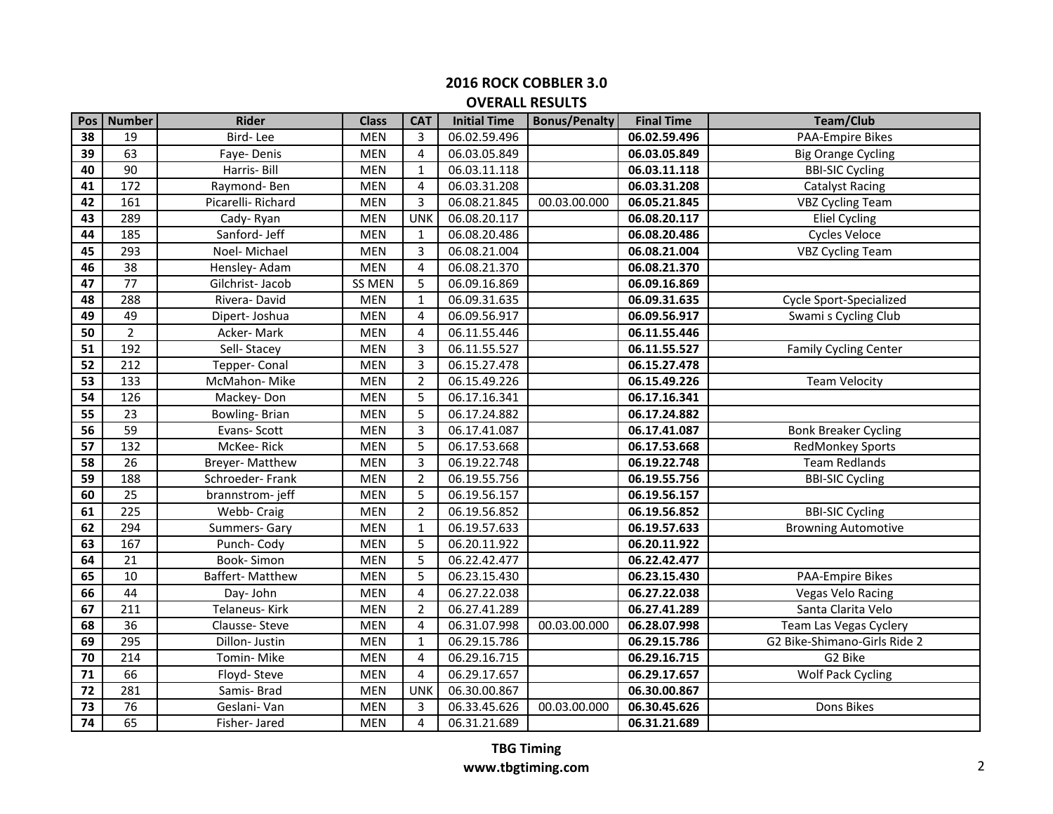## 2016 ROCK COBBLER 3.0

### OVERALL RESULTS

| Pos | Number | Rider | Class | CAT | Initial Time | Bonus/Penalty | Final Time | Team/Club |
|---|---|---|---|---|---|---|---|---|
| 38 | 19 | Bird- Lee | MEN | 3 | 06.02.59.496 | | **06.02.59.496** | PAA-Empire Bikes |
| 39 | 63 | Faye- Denis | MEN | 4 | 06.03.05.849 | | **06.03.05.849** | Big Orange Cycling |
| 40 | 90 | Harris- Bill | MEN | 1 | 06.03.11.118 | | **06.03.11.118** | BBI-SIC Cycling |
| 41 | 172 | Raymond- Ben | MEN | 4 | 06.03.31.208 | | **06.03.31.208** | Catalyst Racing |
| 42 | 161 | Picarelli- Richard | MEN | 3 | 06.08.21.845 | 00.03.00.000 | **06.05.21.845** | VBZ Cycling Team |
| 43 | 289 | Cady- Ryan | MEN | UNK | 06.08.20.117 | | **06.08.20.117** | Eliel Cycling |
| 44 | 185 | Sanford- Jeff | MEN | 1 | 06.08.20.486 | | **06.08.20.486** | Cycles Veloce |
| 45 | 293 | Noel- Michael | MEN | 3 | 06.08.21.004 | | **06.08.21.004** | VBZ Cycling Team |
| 46 | 38 | Hensley- Adam | MEN | 4 | 06.08.21.370 | | **06.08.21.370** | |
| 47 | 77 | Gilchrist- Jacob | SS MEN | 5 | 06.09.16.869 | | **06.09.16.869** | |
| 48 | 288 | Rivera- David | MEN | 1 | 06.09.31.635 | | **06.09.31.635** | Cycle Sport-Specialized |
| 49 | 49 | Dipert- Joshua | MEN | 4 | 06.09.56.917 | | **06.09.56.917** | Swami s Cycling Club |
| 50 | 2 | Acker- Mark | MEN | 4 | 06.11.55.446 | | **06.11.55.446** | |
| 51 | 192 | Sell- Stacey | MEN | 3 | 06.11.55.527 | | **06.11.55.527** | Family Cycling Center |
| 52 | 212 | Tepper- Conal | MEN | 3 | 06.15.27.478 | | **06.15.27.478** | |
| 53 | 133 | McMahon- Mike | MEN | 2 | 06.15.49.226 | | **06.15.49.226** | Team Velocity |
| 54 | 126 | Mackey- Don | MEN | 5 | 06.17.16.341 | | **06.17.16.341** | |
| 55 | 23 | Bowling- Brian | MEN | 5 | 06.17.24.882 | | **06.17.24.882** | |
| 56 | 59 | Evans- Scott | MEN | 3 | 06.17.41.087 | | **06.17.41.087** | Bonk Breaker Cycling |
| 57 | 132 | McKee- Rick | MEN | 5 | 06.17.53.668 | | **06.17.53.668** | RedMonkey Sports |
| 58 | 26 | Breyer- Matthew | MEN | 3 | 06.19.22.748 | | **06.19.22.748** | Team Redlands |
| 59 | 188 | Schroeder- Frank | MEN | 2 | 06.19.55.756 | | **06.19.55.756** | BBI-SIC Cycling |
| 60 | 25 | brannstrom- jeff | MEN | 5 | 06.19.56.157 | | **06.19.56.157** | |
| 61 | 225 | Webb- Craig | MEN | 2 | 06.19.56.852 | | **06.19.56.852** | BBI-SIC Cycling |
| 62 | 294 | Summers- Gary | MEN | 1 | 06.19.57.633 | | **06.19.57.633** | Browning Automotive |
| 63 | 167 | Punch- Cody | MEN | 5 | 06.20.11.922 | | **06.20.11.922** | |
| 64 | 21 | Book- Simon | MEN | 5 | 06.22.42.477 | | **06.22.42.477** | |
| 65 | 10 | Baffert- Matthew | MEN | 5 | 06.23.15.430 | | **06.23.15.430** | PAA-Empire Bikes |
| 66 | 44 | Day- John | MEN | 4 | 06.27.22.038 | | **06.27.22.038** | Vegas Velo Racing |
| 67 | 211 | Telaneus- Kirk | MEN | 2 | 06.27.41.289 | | **06.27.41.289** | Santa Clarita Velo |
| 68 | 36 | Clausse- Steve | MEN | 4 | 06.31.07.998 | 00.03.00.000 | **06.28.07.998** | Team Las Vegas Cyclery |
| 69 | 295 | Dillon- Justin | MEN | 1 | 06.29.15.786 | | **06.29.15.786** | G2 Bike-Shimano-Girls Ride 2 |
| 70 | 214 | Tomin- Mike | MEN | 4 | 06.29.16.715 | | **06.29.16.715** | G2 Bike |
| 71 | 66 | Floyd- Steve | MEN | 4 | 06.29.17.657 | | **06.29.17.657** | Wolf Pack Cycling |
| 72 | 281 | Samis- Brad | MEN | UNK | 06.30.00.867 | | **06.30.00.867** | |
| 73 | 76 | Geslani- Van | MEN | 3 | 06.33.45.626 | 00.03.00.000 | **06.30.45.626** | Dons Bikes |
| 74 | 65 | Fisher- Jared | MEN | 4 | 06.31.21.689 | | **06.31.21.689** | |

**TBG Timing**
**www.tbgtiming.com**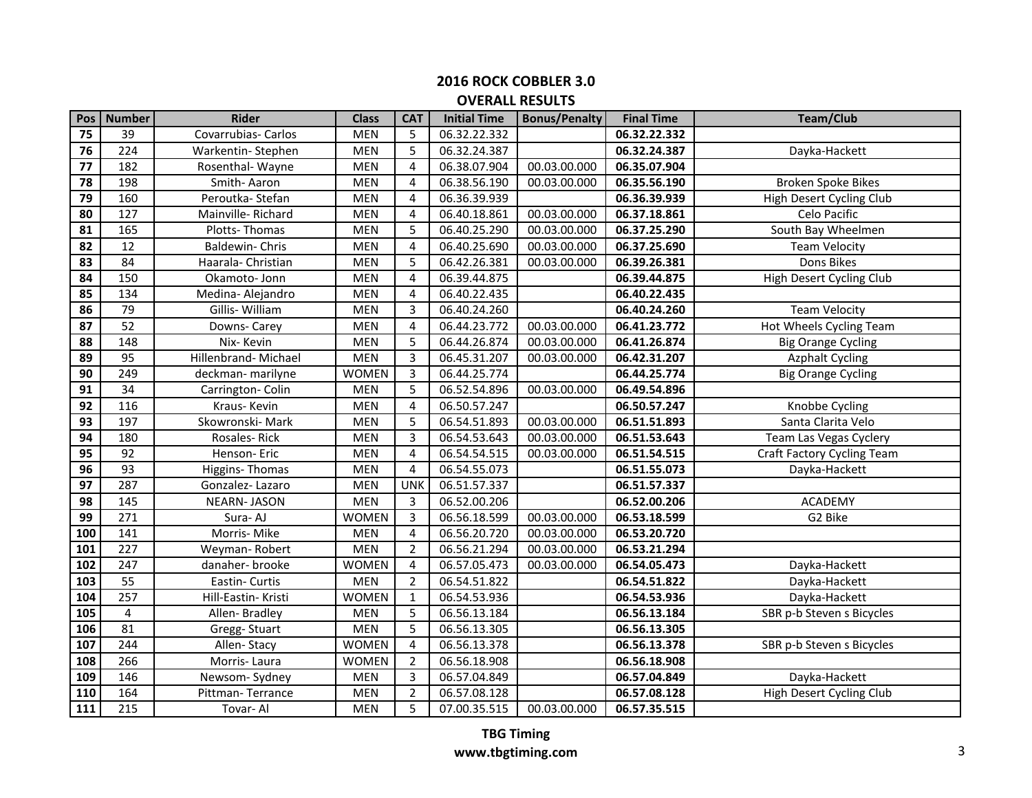## 2016 ROCK COBBLER 3.0
## OVERALL RESULTS

| Pos | Number | Rider | Class | CAT | Initial Time | Bonus/Penalty | Final Time | Team/Club |
|---|---|---|---|---|---|---|---|---|
| 75 | 39 | Covarrubias- Carlos | MEN | 5 | 06.32.22.332 | | **06.32.22.332** | |
| 76 | 224 | Warkentin- Stephen | MEN | 5 | 06.32.24.387 | | **06.32.24.387** | Dayka-Hackett |
| 77 | 182 | Rosenthal- Wayne | MEN | 4 | 06.38.07.904 | 00.03.00.000 | **06.35.07.904** | |
| 78 | 198 | Smith- Aaron | MEN | 4 | 06.38.56.190 | 00.03.00.000 | **06.35.56.190** | Broken Spoke Bikes |
| 79 | 160 | Peroutka- Stefan | MEN | 4 | 06.36.39.939 | | **06.36.39.939** | High Desert Cycling Club |
| 80 | 127 | Mainville- Richard | MEN | 4 | 06.40.18.861 | 00.03.00.000 | **06.37.18.861** | Celo Pacific |
| 81 | 165 | Plotts- Thomas | MEN | 5 | 06.40.25.290 | 00.03.00.000 | **06.37.25.290** | South Bay Wheelmen |
| 82 | 12 | Baldewin- Chris | MEN | 4 | 06.40.25.690 | 00.03.00.000 | **06.37.25.690** | Team Velocity |
| 83 | 84 | Haarala- Christian | MEN | 5 | 06.42.26.381 | 00.03.00.000 | **06.39.26.381** | Dons Bikes |
| 84 | 150 | Okamoto- Jonn | MEN | 4 | 06.39.44.875 | | **06.39.44.875** | High Desert Cycling Club |
| 85 | 134 | Medina- Alejandro | MEN | 4 | 06.40.22.435 | | **06.40.22.435** | |
| 86 | 79 | Gillis- William | MEN | 3 | 06.40.24.260 | | **06.40.24.260** | Team Velocity |
| 87 | 52 | Downs- Carey | MEN | 4 | 06.44.23.772 | 00.03.00.000 | **06.41.23.772** | Hot Wheels Cycling Team |
| 88 | 148 | Nix- Kevin | MEN | 5 | 06.44.26.874 | 00.03.00.000 | **06.41.26.874** | Big Orange Cycling |
| 89 | 95 | Hillenbrand- Michael | MEN | 3 | 06.45.31.207 | 00.03.00.000 | **06.42.31.207** | Azphalt Cycling |
| 90 | 249 | deckman- marilyne | WOMEN | 3 | 06.44.25.774 | | **06.44.25.774** | Big Orange Cycling |
| 91 | 34 | Carrington- Colin | MEN | 5 | 06.52.54.896 | 00.03.00.000 | **06.49.54.896** | |
| 92 | 116 | Kraus- Kevin | MEN | 4 | 06.50.57.247 | | **06.50.57.247** | Knobbe Cycling |
| 93 | 197 | Skowronski- Mark | MEN | 5 | 06.54.51.893 | 00.03.00.000 | **06.51.51.893** | Santa Clarita Velo |
| 94 | 180 | Rosales- Rick | MEN | 3 | 06.54.53.643 | 00.03.00.000 | **06.51.53.643** | Team Las Vegas Cyclery |
| 95 | 92 | Henson- Eric | MEN | 4 | 06.54.54.515 | 00.03.00.000 | **06.51.54.515** | Craft Factory Cycling Team |
| 96 | 93 | Higgins- Thomas | MEN | 4 | 06.54.55.073 | | **06.51.55.073** | Dayka-Hackett |
| 97 | 287 | Gonzalez- Lazaro | MEN | UNK | 06.51.57.337 | | **06.51.57.337** | |
| 98 | 145 | NEARN- JASON | MEN | 3 | 06.52.00.206 | | **06.52.00.206** | ACADEMY |
| 99 | 271 | Sura- AJ | WOMEN | 3 | 06.56.18.599 | 00.03.00.000 | **06.53.18.599** | G2 Bike |
| 100 | 141 | Morris- Mike | MEN | 4 | 06.56.20.720 | 00.03.00.000 | **06.53.20.720** | |
| 101 | 227 | Weyman- Robert | MEN | 2 | 06.56.21.294 | 00.03.00.000 | **06.53.21.294** | |
| 102 | 247 | danaher- brooke | WOMEN | 4 | 06.57.05.473 | 00.03.00.000 | **06.54.05.473** | Dayka-Hackett |
| 103 | 55 | Eastin- Curtis | MEN | 2 | 06.54.51.822 | | **06.54.51.822** | Dayka-Hackett |
| 104 | 257 | Hill-Eastin- Kristi | WOMEN | 1 | 06.54.53.936 | | **06.54.53.936** | Dayka-Hackett |
| 105 | 4 | Allen- Bradley | MEN | 5 | 06.56.13.184 | | **06.56.13.184** | SBR p-b Steven s Bicycles |
| 106 | 81 | Gregg- Stuart | MEN | 5 | 06.56.13.305 | | **06.56.13.305** | |
| 107 | 244 | Allen- Stacy | WOMEN | 4 | 06.56.13.378 | | **06.56.13.378** | SBR p-b Steven s Bicycles |
| 108 | 266 | Morris- Laura | WOMEN | 2 | 06.56.18.908 | | **06.56.18.908** | |
| 109 | 146 | Newsom- Sydney | MEN | 3 | 06.57.04.849 | | **06.57.04.849** | Dayka-Hackett |
| 110 | 164 | Pittman- Terrance | MEN | 2 | 06.57.08.128 | | **06.57.08.128** | High Desert Cycling Club |
| 111 | 215 | Tovar- Al | MEN | 5 | 07.00.35.515 | 00.03.00.000 | **06.57.35.515** | |

**TBG Timing**
**www.tbgtiming.com**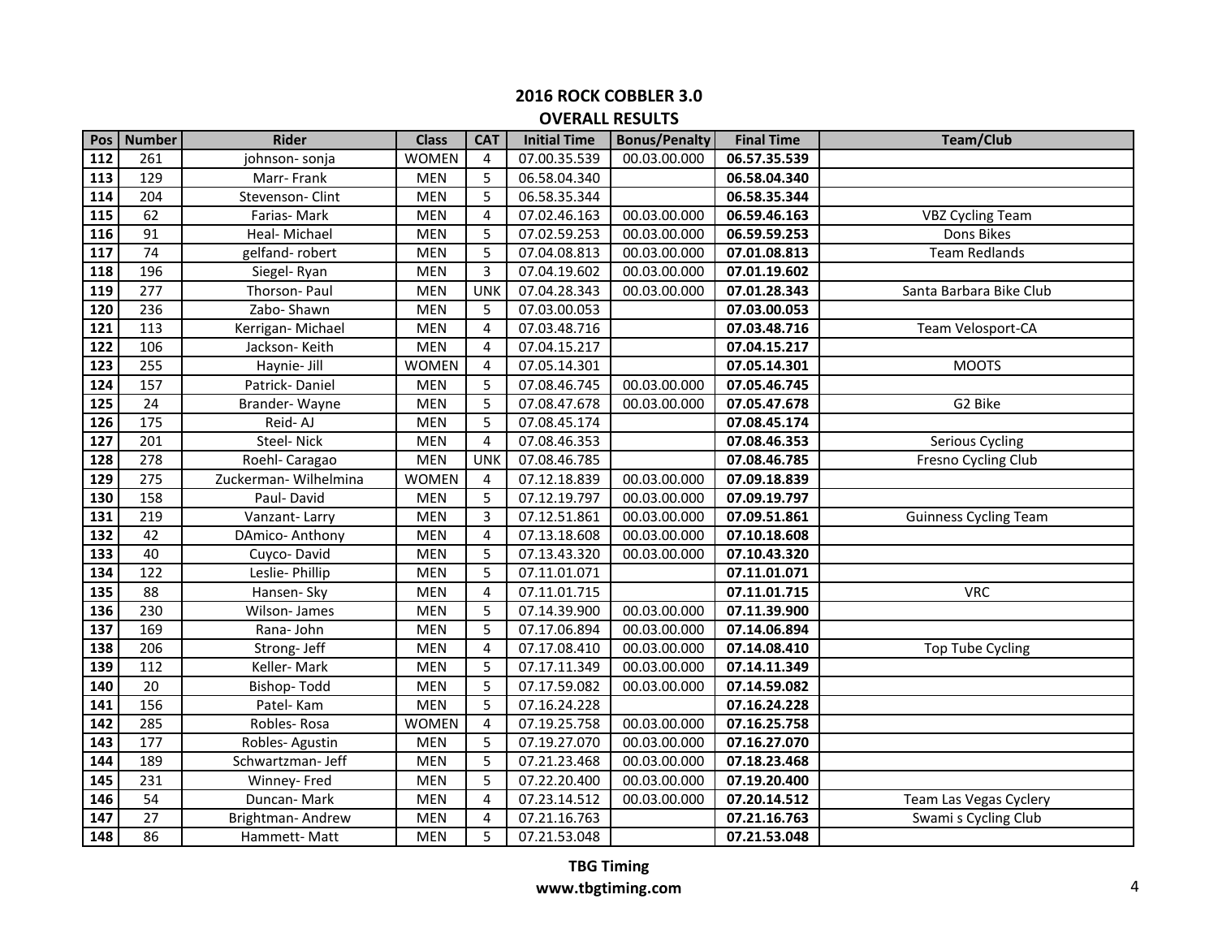## 2016 ROCK COBBLER 3.0

### OVERALL RESULTS

| Pos | Number | Rider | Class | CAT | Initial Time | Bonus/Penalty | Final Time | Team/Club |
|---|---|---|---|---|---|---|---|---|
| **112** | 261 | johnson- sonja | WOMEN | 4 | 07.00.35.539 | 00.03.00.000 | **06.57.35.539** | |
| **113** | 129 | Marr- Frank | MEN | 5 | 06.58.04.340 | | **06.58.04.340** | |
| **114** | 204 | Stevenson- Clint | MEN | 5 | 06.58.35.344 | | **06.58.35.344** | |
| **115** | 62 | Farias- Mark | MEN | 4 | 07.02.46.163 | 00.03.00.000 | **06.59.46.163** | VBZ Cycling Team |
| **116** | 91 | Heal- Michael | MEN | 5 | 07.02.59.253 | 00.03.00.000 | **06.59.59.253** | Dons Bikes |
| **117** | 74 | gelfand- robert | MEN | 5 | 07.04.08.813 | 00.03.00.000 | **07.01.08.813** | Team Redlands |
| **118** | 196 | Siegel- Ryan | MEN | 3 | 07.04.19.602 | 00.03.00.000 | **07.01.19.602** | |
| **119** | 277 | Thorson- Paul | MEN | UNK | 07.04.28.343 | 00.03.00.000 | **07.01.28.343** | Santa Barbara Bike Club |
| **120** | 236 | Zabo- Shawn | MEN | 5 | 07.03.00.053 | | **07.03.00.053** | |
| **121** | 113 | Kerrigan- Michael | MEN | 4 | 07.03.48.716 | | **07.03.48.716** | Team Velosport-CA |
| **122** | 106 | Jackson- Keith | MEN | 4 | 07.04.15.217 | | **07.04.15.217** | |
| **123** | 255 | Haynie- Jill | WOMEN | 4 | 07.05.14.301 | | **07.05.14.301** | MOOTS |
| **124** | 157 | Patrick- Daniel | MEN | 5 | 07.08.46.745 | 00.03.00.000 | **07.05.46.745** | |
| **125** | 24 | Brander- Wayne | MEN | 5 | 07.08.47.678 | 00.03.00.000 | **07.05.47.678** | G2 Bike |
| **126** | 175 | Reid- AJ | MEN | 5 | 07.08.45.174 | | **07.08.45.174** | |
| **127** | 201 | Steel- Nick | MEN | 4 | 07.08.46.353 | | **07.08.46.353** | Serious Cycling |
| **128** | 278 | Roehl- Caragao | MEN | UNK | 07.08.46.785 | | **07.08.46.785** | Fresno Cycling Club |
| **129** | 275 | Zuckerman- Wilhelmina | WOMEN | 4 | 07.12.18.839 | 00.03.00.000 | **07.09.18.839** | |
| **130** | 158 | Paul- David | MEN | 5 | 07.12.19.797 | 00.03.00.000 | **07.09.19.797** | |
| **131** | 219 | Vanzant- Larry | MEN | 3 | 07.12.51.861 | 00.03.00.000 | **07.09.51.861** | Guinness Cycling Team |
| **132** | 42 | DAmico- Anthony | MEN | 4 | 07.13.18.608 | 00.03.00.000 | **07.10.18.608** | |
| **133** | 40 | Cuyco- David | MEN | 5 | 07.13.43.320 | 00.03.00.000 | **07.10.43.320** | |
| **134** | 122 | Leslie- Phillip | MEN | 5 | 07.11.01.071 | | **07.11.01.071** | |
| **135** | 88 | Hansen- Sky | MEN | 4 | 07.11.01.715 | | **07.11.01.715** | VRC |
| **136** | 230 | Wilson- James | MEN | 5 | 07.14.39.900 | 00.03.00.000 | **07.11.39.900** | |
| **137** | 169 | Rana- John | MEN | 5 | 07.17.06.894 | 00.03.00.000 | **07.14.06.894** | |
| **138** | 206 | Strong- Jeff | MEN | 4 | 07.17.08.410 | 00.03.00.000 | **07.14.08.410** | Top Tube Cycling |
| **139** | 112 | Keller- Mark | MEN | 5 | 07.17.11.349 | 00.03.00.000 | **07.14.11.349** | |
| **140** | 20 | Bishop- Todd | MEN | 5 | 07.17.59.082 | 00.03.00.000 | **07.14.59.082** | |
| **141** | 156 | Patel- Kam | MEN | 5 | 07.16.24.228 | | **07.16.24.228** | |
| **142** | 285 | Robles- Rosa | WOMEN | 4 | 07.19.25.758 | 00.03.00.000 | **07.16.25.758** | |
| **143** | 177 | Robles- Agustin | MEN | 5 | 07.19.27.070 | 00.03.00.000 | **07.16.27.070** | |
| **144** | 189 | Schwartzman- Jeff | MEN | 5 | 07.21.23.468 | 00.03.00.000 | **07.18.23.468** | |
| **145** | 231 | Winney- Fred | MEN | 5 | 07.22.20.400 | 00.03.00.000 | **07.19.20.400** | |
| **146** | 54 | Duncan- Mark | MEN | 4 | 07.23.14.512 | 00.03.00.000 | **07.20.14.512** | Team Las Vegas Cyclery |
| **147** | 27 | Brightman- Andrew | MEN | 4 | 07.21.16.763 | | **07.21.16.763** | Swami s Cycling Club |
| **148** | 86 | Hammett- Matt | MEN | 5 | 07.21.53.048 | | **07.21.53.048** | |

**TBG Timing**
**www.tbgtiming.com**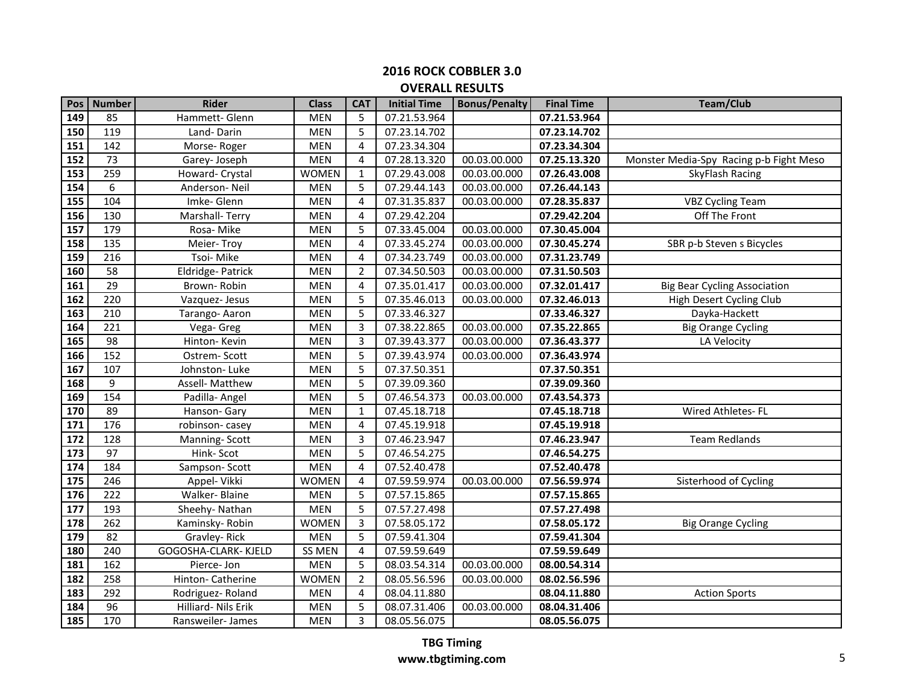## 2016 ROCK COBBLER 3.0

### OVERALL RESULTS

| Pos | Number | Rider | Class | CAT | Initial Time | Bonus/Penalty | Final Time | Team/Club |
|---|---|---|---|---|---|---|---|---|
| 149 | 85 | Hammett- Glenn | MEN | 5 | 07.21.53.964 | | **07.21.53.964** | |
| 150 | 119 | Land- Darin | MEN | 5 | 07.23.14.702 | | **07.23.14.702** | |
| 151 | 142 | Morse- Roger | MEN | 4 | 07.23.34.304 | | **07.23.34.304** | |
| 152 | 73 | Garey- Joseph | MEN | 4 | 07.28.13.320 | 00.03.00.000 | **07.25.13.320** | Monster Media-Spy Racing p-b Fight Meso |
| 153 | 259 | Howard- Crystal | WOMEN | 1 | 07.29.43.008 | 00.03.00.000 | **07.26.43.008** | SkyFlash Racing |
| 154 | 6 | Anderson- Neil | MEN | 5 | 07.29.44.143 | 00.03.00.000 | **07.26.44.143** | |
| 155 | 104 | Imke- Glenn | MEN | 4 | 07.31.35.837 | 00.03.00.000 | **07.28.35.837** | VBZ Cycling Team |
| 156 | 130 | Marshall- Terry | MEN | 4 | 07.29.42.204 | | **07.29.42.204** | Off The Front |
| 157 | 179 | Rosa- Mike | MEN | 5 | 07.33.45.004 | 00.03.00.000 | **07.30.45.004** | |
| 158 | 135 | Meier- Troy | MEN | 4 | 07.33.45.274 | 00.03.00.000 | **07.30.45.274** | SBR p-b Steven s Bicycles |
| 159 | 216 | Tsoi- Mike | MEN | 4 | 07.34.23.749 | 00.03.00.000 | **07.31.23.749** | |
| 160 | 58 | Eldridge- Patrick | MEN | 2 | 07.34.50.503 | 00.03.00.000 | **07.31.50.503** | |
| 161 | 29 | Brown- Robin | MEN | 4 | 07.35.01.417 | 00.03.00.000 | **07.32.01.417** | Big Bear Cycling Association |
| 162 | 220 | Vazquez- Jesus | MEN | 5 | 07.35.46.013 | 00.03.00.000 | **07.32.46.013** | High Desert Cycling Club |
| 163 | 210 | Tarango- Aaron | MEN | 5 | 07.33.46.327 | | **07.33.46.327** | Dayka-Hackett |
| 164 | 221 | Vega- Greg | MEN | 3 | 07.38.22.865 | 00.03.00.000 | **07.35.22.865** | Big Orange Cycling |
| 165 | 98 | Hinton- Kevin | MEN | 3 | 07.39.43.377 | 00.03.00.000 | **07.36.43.377** | LA Velocity |
| 166 | 152 | Ostrem- Scott | MEN | 5 | 07.39.43.974 | 00.03.00.000 | **07.36.43.974** | |
| 167 | 107 | Johnston- Luke | MEN | 5 | 07.37.50.351 | | **07.37.50.351** | |
| 168 | 9 | Assell- Matthew | MEN | 5 | 07.39.09.360 | | **07.39.09.360** | |
| 169 | 154 | Padilla- Angel | MEN | 5 | 07.46.54.373 | 00.03.00.000 | **07.43.54.373** | |
| 170 | 89 | Hanson- Gary | MEN | 1 | 07.45.18.718 | | **07.45.18.718** | Wired Athletes- FL |
| 171 | 176 | robinson- casey | MEN | 4 | 07.45.19.918 | | **07.45.19.918** | |
| 172 | 128 | Manning- Scott | MEN | 3 | 07.46.23.947 | | **07.46.23.947** | Team Redlands |
| 173 | 97 | Hink- Scot | MEN | 5 | 07.46.54.275 | | **07.46.54.275** | |
| 174 | 184 | Sampson- Scott | MEN | 4 | 07.52.40.478 | | **07.52.40.478** | |
| 175 | 246 | Appel- Vikki | WOMEN | 4 | 07.59.59.974 | 00.03.00.000 | **07.56.59.974** | Sisterhood of Cycling |
| 176 | 222 | Walker- Blaine | MEN | 5 | 07.57.15.865 | | **07.57.15.865** | |
| 177 | 193 | Sheehy- Nathan | MEN | 5 | 07.57.27.498 | | **07.57.27.498** | |
| 178 | 262 | Kaminsky- Robin | WOMEN | 3 | 07.58.05.172 | | **07.58.05.172** | Big Orange Cycling |
| 179 | 82 | Gravley- Rick | MEN | 5 | 07.59.41.304 | | **07.59.41.304** | |
| 180 | 240 | GOGOSHA-CLARK- KJELD | SS MEN | 4 | 07.59.59.649 | | **07.59.59.649** | |
| 181 | 162 | Pierce- Jon | MEN | 5 | 08.03.54.314 | 00.03.00.000 | **08.00.54.314** | |
| 182 | 258 | Hinton- Catherine | WOMEN | 2 | 08.05.56.596 | 00.03.00.000 | **08.02.56.596** | |
| 183 | 292 | Rodriguez- Roland | MEN | 4 | 08.04.11.880 | | **08.04.11.880** | Action Sports |
| 184 | 96 | Hilliard- Nils Erik | MEN | 5 | 08.07.31.406 | 00.03.00.000 | **08.04.31.406** | |
| 185 | 170 | Ransweiler- James | MEN | 3 | 08.05.56.075 | | **08.05.56.075** | |

**TBG Timing**
**www.tbgtiming.com**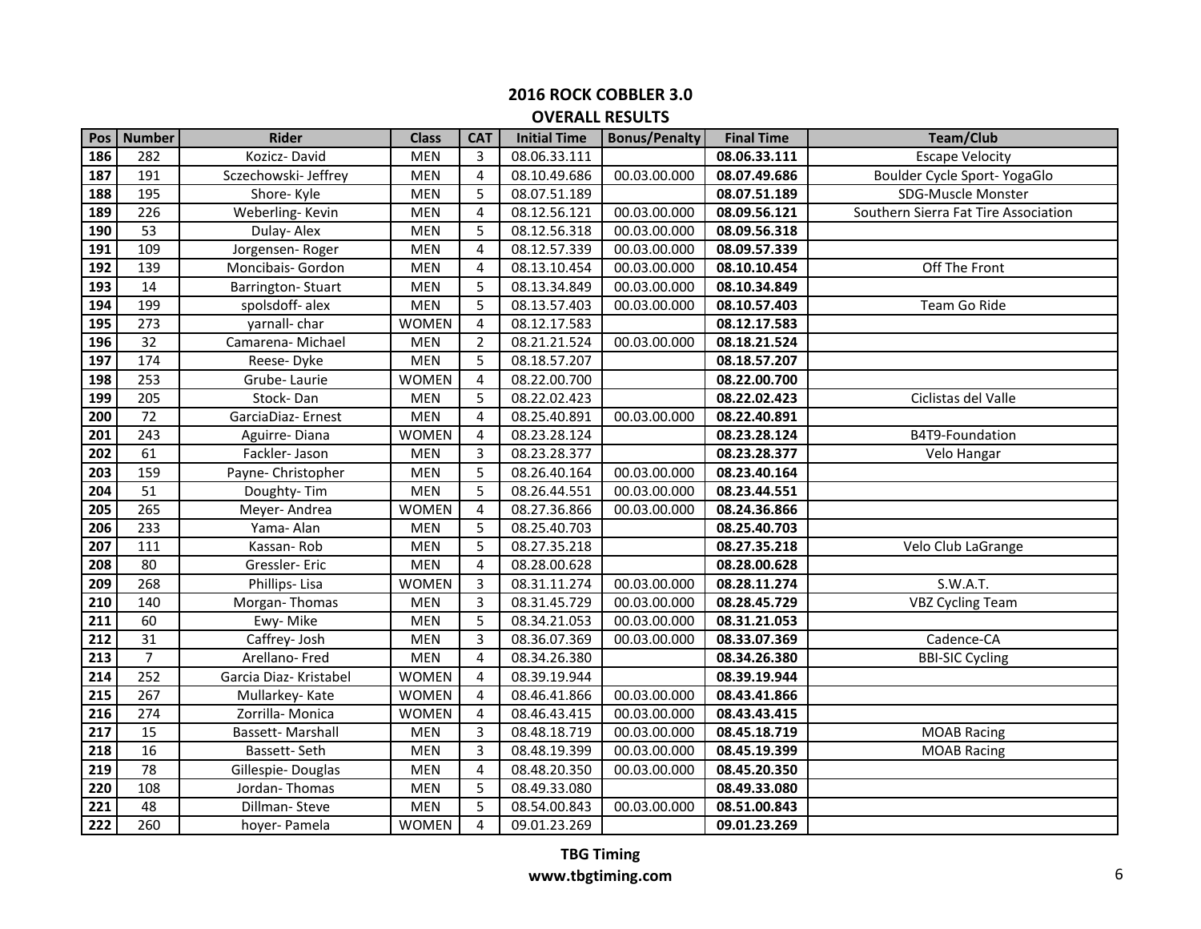## 2016 ROCK COBBLER 3.0

### OVERALL RESULTS

| Pos | Number | Rider | Class | CAT | Initial Time | Bonus/Penalty | Final Time | Team/Club |
|---|---|---|---|---|---|---|---|---|
| 186 | 282 | Kozicz- David | MEN | 3 | 08.06.33.111 | | **08.06.33.111** | Escape Velocity |
| 187 | 191 | Sczechowski- Jeffrey | MEN | 4 | 08.10.49.686 | 00.03.00.000 | **08.07.49.686** | Boulder Cycle Sport- YogaGlo |
| 188 | 195 | Shore- Kyle | MEN | 5 | 08.07.51.189 | | **08.07.51.189** | SDG-Muscle Monster |
| 189 | 226 | Weberling- Kevin | MEN | 4 | 08.12.56.121 | 00.03.00.000 | **08.09.56.121** | Southern Sierra Fat Tire Association |
| 190 | 53 | Dulay- Alex | MEN | 5 | 08.12.56.318 | 00.03.00.000 | **08.09.56.318** | |
| 191 | 109 | Jorgensen- Roger | MEN | 4 | 08.12.57.339 | 00.03.00.000 | **08.09.57.339** | |
| 192 | 139 | Moncibais- Gordon | MEN | 4 | 08.13.10.454 | 00.03.00.000 | **08.10.10.454** | Off The Front |
| 193 | 14 | Barrington- Stuart | MEN | 5 | 08.13.34.849 | 00.03.00.000 | **08.10.34.849** | |
| 194 | 199 | spolsdoff- alex | MEN | 5 | 08.13.57.403 | 00.03.00.000 | **08.10.57.403** | Team Go Ride |
| 195 | 273 | yarnall- char | WOMEN | 4 | 08.12.17.583 | | **08.12.17.583** | |
| 196 | 32 | Camarena- Michael | MEN | 2 | 08.21.21.524 | 00.03.00.000 | **08.18.21.524** | |
| 197 | 174 | Reese- Dyke | MEN | 5 | 08.18.57.207 | | **08.18.57.207** | |
| 198 | 253 | Grube- Laurie | WOMEN | 4 | 08.22.00.700 | | **08.22.00.700** | |
| 199 | 205 | Stock- Dan | MEN | 5 | 08.22.02.423 | | **08.22.02.423** | Ciclistas del Valle |
| 200 | 72 | GarciaDiaz- Ernest | MEN | 4 | 08.25.40.891 | 00.03.00.000 | **08.22.40.891** | |
| 201 | 243 | Aguirre- Diana | WOMEN | 4 | 08.23.28.124 | | **08.23.28.124** | B4T9-Foundation |
| 202 | 61 | Fackler- Jason | MEN | 3 | 08.23.28.377 | | **08.23.28.377** | Velo Hangar |
| 203 | 159 | Payne- Christopher | MEN | 5 | 08.26.40.164 | 00.03.00.000 | **08.23.40.164** | |
| 204 | 51 | Doughty- Tim | MEN | 5 | 08.26.44.551 | 00.03.00.000 | **08.23.44.551** | |
| 205 | 265 | Meyer- Andrea | WOMEN | 4 | 08.27.36.866 | 00.03.00.000 | **08.24.36.866** | |
| 206 | 233 | Yama- Alan | MEN | 5 | 08.25.40.703 | | **08.25.40.703** | |
| 207 | 111 | Kassan- Rob | MEN | 5 | 08.27.35.218 | | **08.27.35.218** | Velo Club LaGrange |
| 208 | 80 | Gressler- Eric | MEN | 4 | 08.28.00.628 | | **08.28.00.628** | |
| 209 | 268 | Phillips- Lisa | WOMEN | 3 | 08.31.11.274 | 00.03.00.000 | **08.28.11.274** | S.W.A.T. |
| 210 | 140 | Morgan- Thomas | MEN | 3 | 08.31.45.729 | 00.03.00.000 | **08.28.45.729** | VBZ Cycling Team |
| 211 | 60 | Ewy- Mike | MEN | 5 | 08.34.21.053 | 00.03.00.000 | **08.31.21.053** | |
| 212 | 31 | Caffrey- Josh | MEN | 3 | 08.36.07.369 | 00.03.00.000 | **08.33.07.369** | Cadence-CA |
| 213 | 7 | Arellano- Fred | MEN | 4 | 08.34.26.380 | | **08.34.26.380** | BBI-SIC Cycling |
| 214 | 252 | Garcia Diaz- Kristabel | WOMEN | 4 | 08.39.19.944 | | **08.39.19.944** | |
| 215 | 267 | Mullarkey- Kate | WOMEN | 4 | 08.46.41.866 | 00.03.00.000 | **08.43.41.866** | |
| 216 | 274 | Zorrilla- Monica | WOMEN | 4 | 08.46.43.415 | 00.03.00.000 | **08.43.43.415** | |
| 217 | 15 | Bassett- Marshall | MEN | 3 | 08.48.18.719 | 00.03.00.000 | **08.45.18.719** | MOAB Racing |
| 218 | 16 | Bassett- Seth | MEN | 3 | 08.48.19.399 | 00.03.00.000 | **08.45.19.399** | MOAB Racing |
| 219 | 78 | Gillespie- Douglas | MEN | 4 | 08.48.20.350 | 00.03.00.000 | **08.45.20.350** | |
| 220 | 108 | Jordan- Thomas | MEN | 5 | 08.49.33.080 | | **08.49.33.080** | |
| 221 | 48 | Dillman- Steve | MEN | 5 | 08.54.00.843 | 00.03.00.000 | **08.51.00.843** | |
| 222 | 260 | hoyer- Pamela | WOMEN | 4 | 09.01.23.269 | | **09.01.23.269** | |

**TBG Timing**
**www.tbgtiming.com**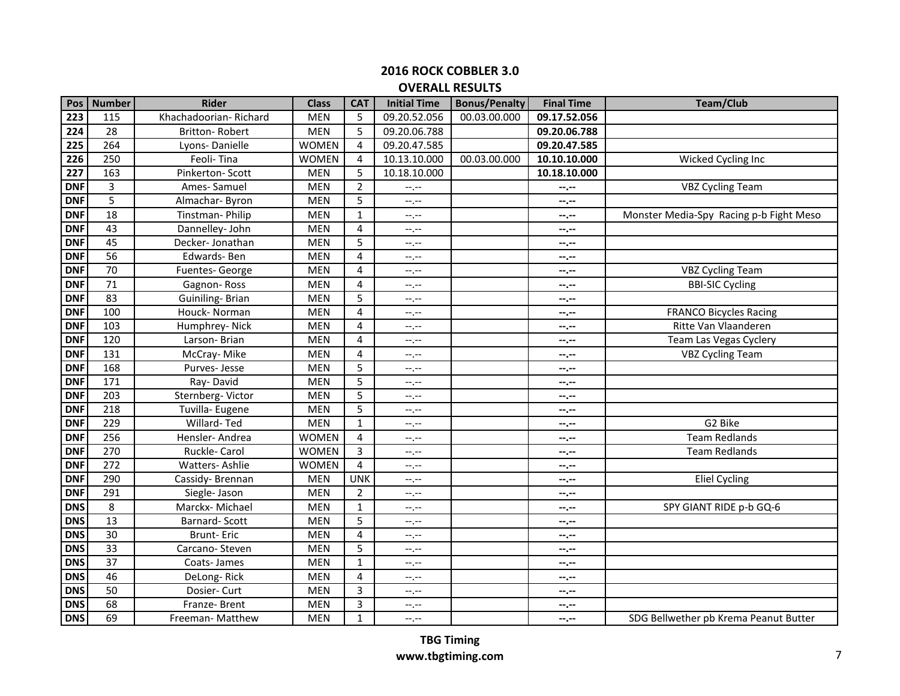## 2016 ROCK COBBLER 3.0

### OVERALL RESULTS

| Pos | Number | Rider | Class | CAT | Initial Time | Bonus/Penalty | Final Time | Team/Club |
|---|---|---|---|---|---|---|---|---|
| **223** | 115 | Khachadoorian- Richard | MEN | 5 | 09.20.52.056 | 00.03.00.000 | **09.17.52.056** | |
| **224** | 28 | Britton- Robert | MEN | 5 | 09.20.06.788 | | **09.20.06.788** | |
| **225** | 264 | Lyons- Danielle | WOMEN | 4 | 09.20.47.585 | | **09.20.47.585** | |
| **226** | 250 | Feoli- Tina | WOMEN | 4 | 10.13.10.000 | 00.03.00.000 | **10.10.10.000** | Wicked Cycling Inc |
| **227** | 163 | Pinkerton- Scott | MEN | 5 | 10.18.10.000 | | **10.18.10.000** | |
| **DNF** | 3 | Ames- Samuel | MEN | 2 | --.-- | | **--.--** | VBZ Cycling Team |
| **DNF** | 5 | Almachar- Byron | MEN | 5 | --.-- | | **--.--** | |
| **DNF** | 18 | Tinstman- Philip | MEN | 1 | --.-- | | **--.--** | Monster Media-Spy Racing p-b Fight Meso |
| **DNF** | 43 | Dannelley- John | MEN | 4 | --.-- | | **--.--** | |
| **DNF** | 45 | Decker- Jonathan | MEN | 5 | --.-- | | **--.--** | |
| **DNF** | 56 | Edwards- Ben | MEN | 4 | --.-- | | **--.--** | |
| **DNF** | 70 | Fuentes- George | MEN | 4 | --.-- | | **--.--** | VBZ Cycling Team |
| **DNF** | 71 | Gagnon- Ross | MEN | 4 | --.-- | | **--.--** | BBI-SIC Cycling |
| **DNF** | 83 | Guiniling- Brian | MEN | 5 | --.-- | | **--.--** | |
| **DNF** | 100 | Houck- Norman | MEN | 4 | --.-- | | **--.--** | FRANCO Bicycles Racing |
| **DNF** | 103 | Humphrey- Nick | MEN | 4 | --.-- | | **--.--** | Ritte Van Vlaanderen |
| **DNF** | 120 | Larson- Brian | MEN | 4 | --.-- | | **--.--** | Team Las Vegas Cyclery |
| **DNF** | 131 | McCray- Mike | MEN | 4 | --.-- | | **--.--** | VBZ Cycling Team |
| **DNF** | 168 | Purves- Jesse | MEN | 5 | --.-- | | **--.--** | |
| **DNF** | 171 | Ray- David | MEN | 5 | --.-- | | **--.--** | |
| **DNF** | 203 | Sternberg- Victor | MEN | 5 | --.-- | | **--.--** | |
| **DNF** | 218 | Tuvilla- Eugene | MEN | 5 | --.-- | | **--.--** | |
| **DNF** | 229 | Willard- Ted | MEN | 1 | --.-- | | **--.--** | G2 Bike |
| **DNF** | 256 | Hensler- Andrea | WOMEN | 4 | --.-- | | **--.--** | Team Redlands |
| **DNF** | 270 | Ruckle- Carol | WOMEN | 3 | --.-- | | **--.--** | Team Redlands |
| **DNF** | 272 | Watters- Ashlie | WOMEN | 4 | --.-- | | **--.--** | |
| **DNF** | 290 | Cassidy- Brennan | MEN | UNK | --.-- | | **--.--** | Eliel Cycling |
| **DNF** | 291 | Siegle- Jason | MEN | 2 | --.-- | | **--.--** | |
| **DNS** | 8 | Marckx- Michael | MEN | 1 | --.-- | | **--.--** | SPY GIANT RIDE p-b GQ-6 |
| **DNS** | 13 | Barnard- Scott | MEN | 5 | --.-- | | **--.--** | |
| **DNS** | 30 | Brunt- Eric | MEN | 4 | --.-- | | **--.--** | |
| **DNS** | 33 | Carcano- Steven | MEN | 5 | --.-- | | **--.--** | |
| **DNS** | 37 | Coats- James | MEN | 1 | --.-- | | **--.--** | |
| **DNS** | 46 | DeLong- Rick | MEN | 4 | --.-- | | **--.--** | |
| **DNS** | 50 | Dosier- Curt | MEN | 3 | --.-- | | **--.--** | |
| **DNS** | 68 | Franze- Brent | MEN | 3 | --.-- | | **--.--** | |
| **DNS** | 69 | Freeman- Matthew | MEN | 1 | --.-- | | **--.--** | SDG Bellwether pb Krema Peanut Butter |

**TBG Timing**
**www.tbgtiming.com**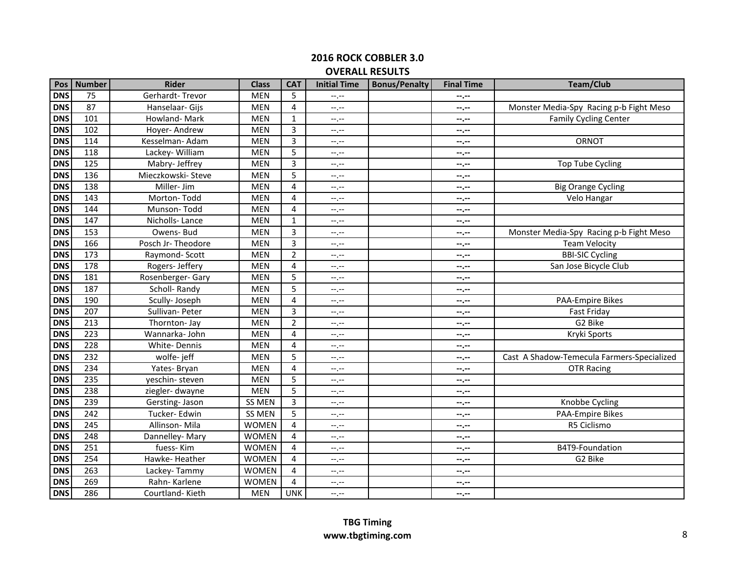## 2016 ROCK COBBLER 3.0

### OVERALL RESULTS

| Pos | Number | Rider | Class | CAT | Initial Time | Bonus/Penalty | Final Time | Team/Club |
|---|---|---|---|---|---|---|---|---|
| DNS | 75 | Gerhardt- Trevor | MEN | 5 | --.-- | | --.-- | |
| DNS | 87 | Hanselaar- Gijs | MEN | 4 | --.-- | | --.-- | Monster Media-Spy Racing p-b Fight Meso |
| DNS | 101 | Howland- Mark | MEN | 1 | --.-- | | --.-- | Family Cycling Center |
| DNS | 102 | Hoyer- Andrew | MEN | 3 | --.-- | | --.-- | |
| DNS | 114 | Kesselman- Adam | MEN | 3 | --.-- | | --.-- | ORNOT |
| DNS | 118 | Lackey- William | MEN | 5 | --.-- | | --.-- | |
| DNS | 125 | Mabry- Jeffrey | MEN | 3 | --.-- | | --.-- | Top Tube Cycling |
| DNS | 136 | Mieczkowski- Steve | MEN | 5 | --.-- | | --.-- | |
| DNS | 138 | Miller- Jim | MEN | 4 | --.-- | | --.-- | Big Orange Cycling |
| DNS | 143 | Morton- Todd | MEN | 4 | --.-- | | --.-- | Velo Hangar |
| DNS | 144 | Munson- Todd | MEN | 4 | --.-- | | --.-- | |
| DNS | 147 | Nicholls- Lance | MEN | 1 | --.-- | | --.-- | |
| DNS | 153 | Owens- Bud | MEN | 3 | --.-- | | --.-- | Monster Media-Spy Racing p-b Fight Meso |
| DNS | 166 | Posch Jr- Theodore | MEN | 3 | --.-- | | --.-- | Team Velocity |
| DNS | 173 | Raymond- Scott | MEN | 2 | --.-- | | --.-- | BBI-SIC Cycling |
| DNS | 178 | Rogers- Jeffery | MEN | 4 | --.-- | | --.-- | San Jose Bicycle Club |
| DNS | 181 | Rosenberger- Gary | MEN | 5 | --.-- | | --.-- | |
| DNS | 187 | Scholl- Randy | MEN | 5 | --.-- | | --.-- | |
| DNS | 190 | Scully- Joseph | MEN | 4 | --.-- | | --.-- | PAA-Empire Bikes |
| DNS | 207 | Sullivan- Peter | MEN | 3 | --.-- | | --.-- | Fast Friday |
| DNS | 213 | Thornton- Jay | MEN | 2 | --.-- | | --.-- | G2 Bike |
| DNS | 223 | Wannarka- John | MEN | 4 | --.-- | | --.-- | Kryki Sports |
| DNS | 228 | White- Dennis | MEN | 4 | --.-- | | --.-- | |
| DNS | 232 | wolfe- jeff | MEN | 5 | --.-- | | --.-- | Cast A Shadow-Temecula Farmers-Specialized |
| DNS | 234 | Yates- Bryan | MEN | 4 | --.-- | | --.-- | OTR Racing |
| DNS | 235 | yeschin- steven | MEN | 5 | --.-- | | --.-- | |
| DNS | 238 | ziegler- dwayne | MEN | 5 | --.-- | | --.-- | |
| DNS | 239 | Gersting- Jason | SS MEN | 3 | --.-- | | --.-- | Knobbe Cycling |
| DNS | 242 | Tucker- Edwin | SS MEN | 5 | --.-- | | --.-- | PAA-Empire Bikes |
| DNS | 245 | Allinson- Mila | WOMEN | 4 | --.-- | | --.-- | R5 Ciclismo |
| DNS | 248 | Dannelley- Mary | WOMEN | 4 | --.-- | | --.-- | |
| DNS | 251 | fuess- Kim | WOMEN | 4 | --.-- | | --.-- | B4T9-Foundation |
| DNS | 254 | Hawke- Heather | WOMEN | 4 | --.-- | | --.-- | G2 Bike |
| DNS | 263 | Lackey- Tammy | WOMEN | 4 | --.-- | | --.-- | |
| DNS | 269 | Rahn- Karlene | WOMEN | 4 | --.-- | | --.-- | |
| DNS | 286 | Courtland- Kieth | MEN | UNK | --.-- | | --.-- | |

**TBG Timing**
**www.tbgtiming.com**